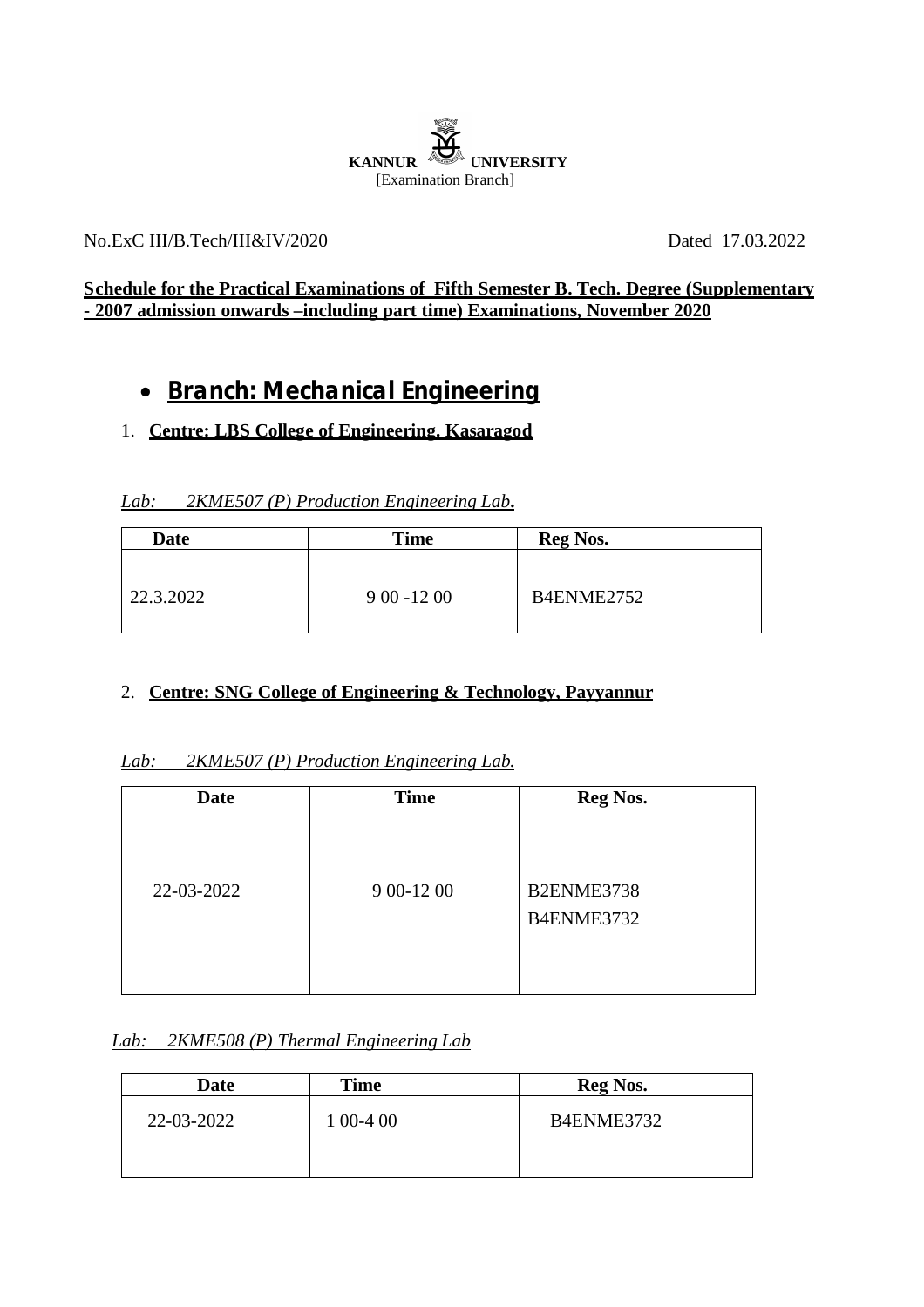**KANNUR UNIVERSITY**
[Examination Branch]

No.ExC III/B.Tech/III&IV/2020 Dated 17.03.2022

**Schedule for the Practical Examinations of Fifth Semester B. Tech. Degree (Supplementary - 2007 admission onwards –including part time) Examinations, November 2020**

- **Branch: Mechanical Engineering**

1. **Centre: LBS College of Engineering. Kasaragod**

*Lab: 2KME507 (P) Production Engineering Lab*.

| Date | Time | Reg Nos. |
|---|---|---|
| 22.3.2022 | 9 00 -12 00 | B4ENME2752 |

2. **Centre: SNG College of Engineering & Technology, Payyannur**

*Lab: 2KME507 (P) Production Engineering Lab.*

| Date | Time | Reg Nos. |
|---|---|---|
| 22-03-2022 | 9 00-12 00 | B2ENME3738<br>B4ENME3732 |

*Lab: 2KME508 (P) Thermal Engineering Lab*

| Date | Time | Reg Nos. |
|---|---|---|
| 22-03-2022 | 1 00-4 00 | B4ENME3732 |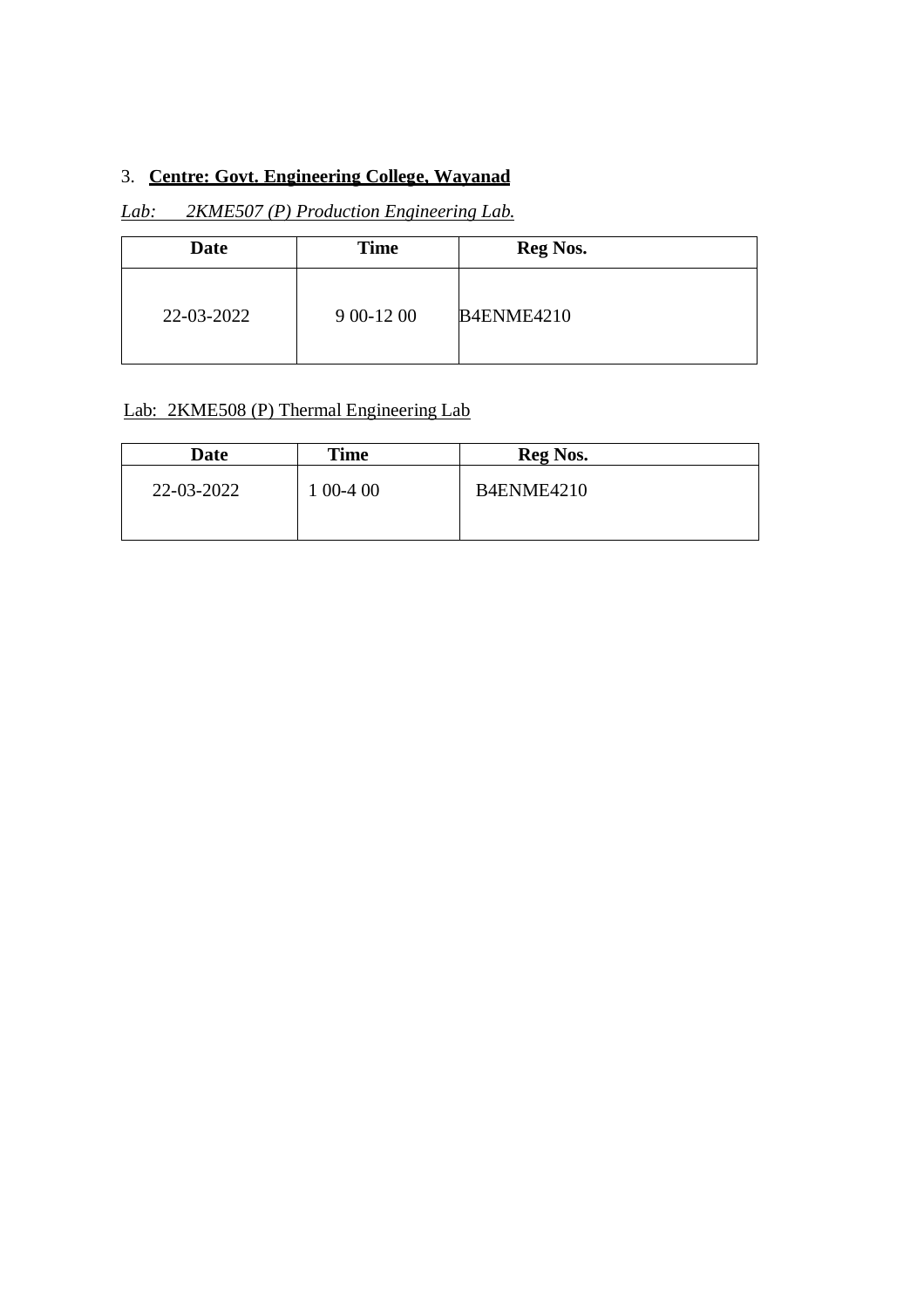3. **Centre: Govt. Engineering College, Wayanad**

*Lab: 2KME507 (P) Production Engineering Lab.*

| Date | Time | Reg Nos. |
|---|---|---|
| 22-03-2022 | 9 00-12 00 | B4ENME4210 |

Lab: 2KME508 (P) Thermal Engineering Lab

| Date | Time | Reg Nos. |
|---|---|---|
| 22-03-2022 | 1 00-4 00 | B4ENME4210 |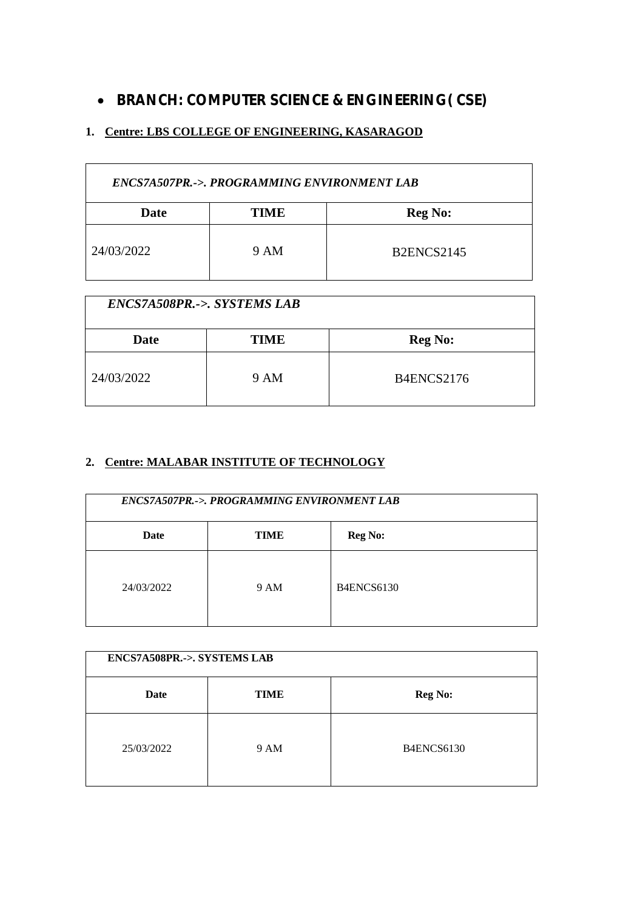- **BRANCH: COMPUTER SCIENCE & ENGINEERING (CSE)**

1. **Centre: LBS COLLEGE OF ENGINEERING, KASARAGOD**

| *ENCS7A507PR.->. PROGRAMMING ENVIRONMENT LAB* | | |
|---|---|---|
| **Date** | **TIME** | **Reg No:** |
| 24/03/2022 | 9 AM | B2ENCS2145 |

| *ENCS7A508PR.->. SYSTEMS LAB* | | |
|---|---|---|
| **Date** | **TIME** | **Reg No:** |
| 24/03/2022 | 9 AM | B4ENCS2176 |

2. **Centre: MALABAR INSTITUTE OF TECHNOLOGY**

| *ENCS7A507PR.->. PROGRAMMING ENVIRONMENT LAB* | | |
|---|---|---|
| **Date** | **TIME** | **Reg No:** |
| 24/03/2022 | 9 AM | B4ENCS6130 |

| **ENCS7A508PR.->. SYSTEMS LAB** | | |
|---|---|---|
| **Date** | **TIME** | **Reg No:** |
| 25/03/2022 | 9 AM | B4ENCS6130 |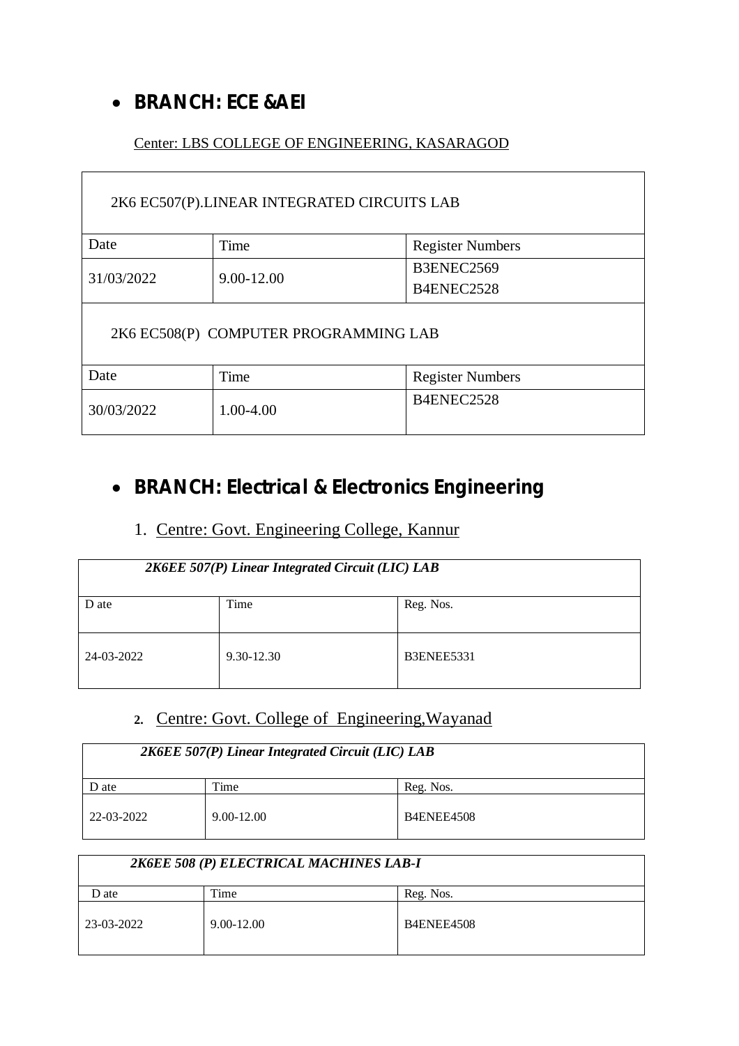- **BRANCH: ECE &AEI**

Center: LBS COLLEGE OF ENGINEERING, KASARAGOD

| 2K6 EC507(P).LINEAR INTEGRATED CIRCUITS LAB | | |
|---|---|---|
| Date | Time | Register Numbers |
| 31/03/2022 | 9.00-12.00 | B3ENEC2569<br>B4ENEC2528 |

| 2K6 EC508(P) COMPUTER PROGRAMMING LAB | | |
|---|---|---|
| Date | Time | Register Numbers |
| 30/03/2022 | 1.00-4.00 | B4ENEC2528 |

- **BRANCH: Electrical & Electronics Engineering**

1. Centre: Govt. Engineering College, Kannur

| ***2K6EE 507(P) Linear Integrated Circuit (LIC) LAB*** | | |
|---|---|---|
| D ate | Time | Reg. Nos. |
| 24-03-2022 | 9.30-12.30 | B3ENEE5331 |

2. Centre: Govt. College of Engineering,Wayanad

| ***2K6EE 507(P) Linear Integrated Circuit (LIC) LAB*** | | |
|---|---|---|
| D ate | Time | Reg. Nos. |
| 22-03-2022 | 9.00-12.00 | B4ENEE4508 |

| ***2K6EE 508 (P) ELECTRICAL MACHINES LAB-I*** | | |
|---|---|---|
| D ate | Time | Reg. Nos. |
| 23-03-2022 | 9.00-12.00 | B4ENEE4508 |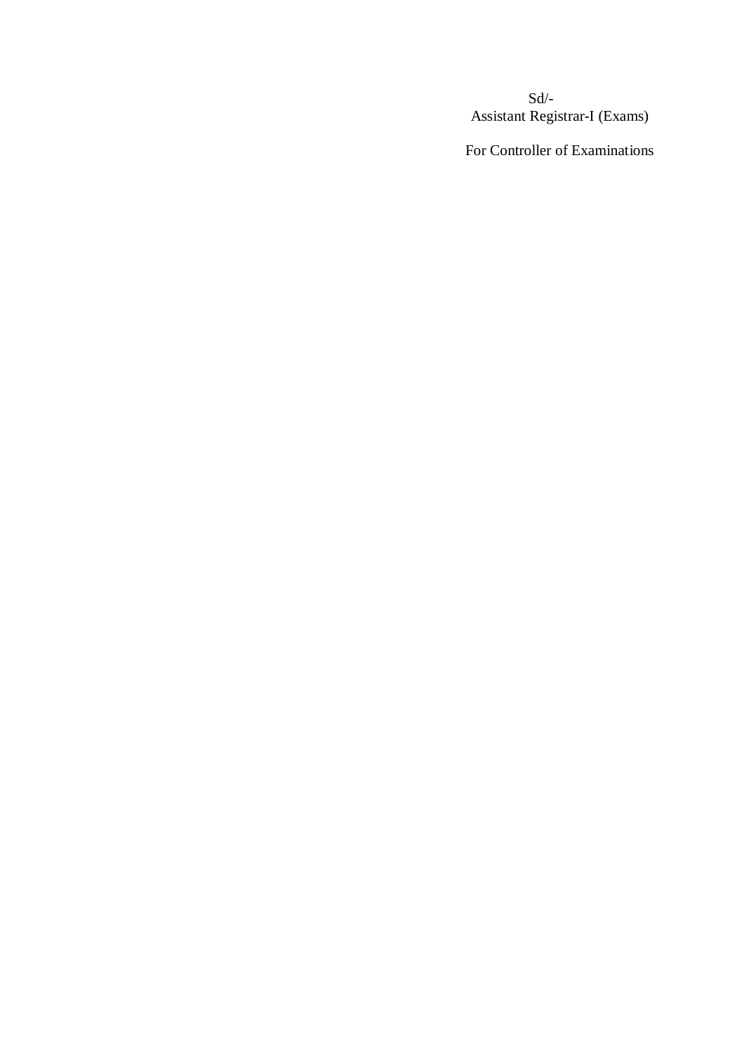Sd/-
Assistant Registrar-I (Exams)

For Controller of Examinations